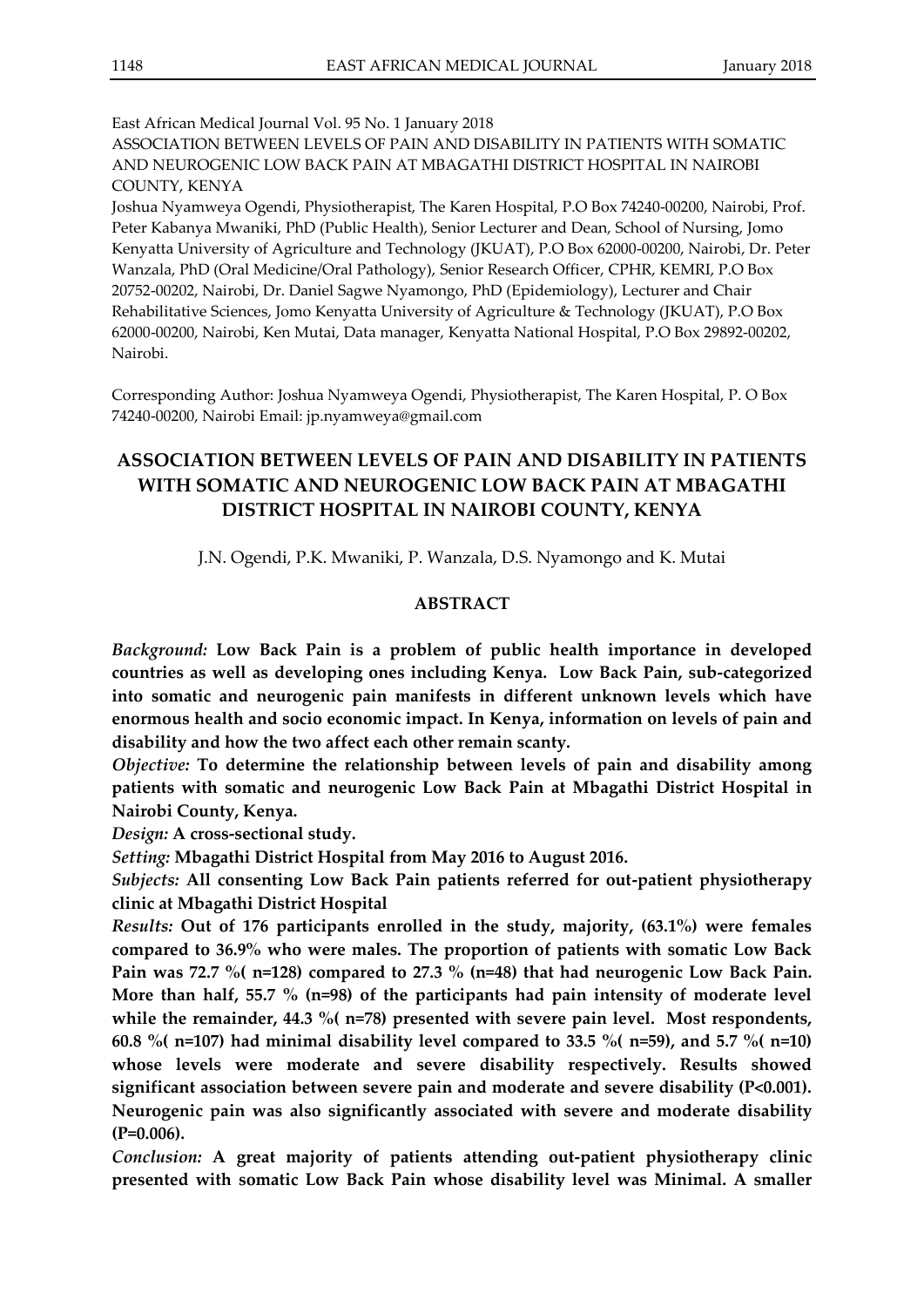East African Medical Journal Vol. 95 No. 1 January 2018
ASSOCIATION BETWEEN LEVELS OF PAIN AND DISABILITY IN PATIENTS WITH SOMATIC AND NEUROGENIC LOW BACK PAIN AT MBAGATHI DISTRICT HOSPITAL IN NAIROBI COUNTY, KENYA

Joshua Nyamweya Ogendi, Physiotherapist, The Karen Hospital, P.O Box 74240-00200, Nairobi, Prof. Peter Kabanya Mwaniki, PhD (Public Health), Senior Lecturer and Dean, School of Nursing, Jomo Kenyatta University of Agriculture and Technology (JKUAT), P.O Box 62000-00200, Nairobi, Dr. Peter Wanzala, PhD (Oral Medicine/Oral Pathology), Senior Research Officer, CPHR, KEMRI, P.O Box 20752-00202, Nairobi, Dr. Daniel Sagwe Nyamongo, PhD (Epidemiology), Lecturer and Chair Rehabilitative Sciences, Jomo Kenyatta University of Agriculture & Technology (JKUAT), P.O Box 62000-00200, Nairobi, Ken Mutai, Data manager, Kenyatta National Hospital, P.O Box 29892-00202, Nairobi.

Corresponding Author: Joshua Nyamweya Ogendi, Physiotherapist, The Karen Hospital, P. O Box 74240-00200, Nairobi Email: jp.nyamweya@gmail.com

# ASSOCIATION BETWEEN LEVELS OF PAIN AND DISABILITY IN PATIENTS WITH SOMATIC AND NEUROGENIC LOW BACK PAIN AT MBAGATHI DISTRICT HOSPITAL IN NAIROBI COUNTY, KENYA

J.N. Ogendi, P.K. Mwaniki, P. Wanzala, D.S. Nyamongo and K. Mutai

## ABSTRACT

*Background:* **Low Back Pain is a problem of public health importance in developed countries as well as developing ones including Kenya. Low Back Pain, sub-categorized into somatic and neurogenic pain manifests in different unknown levels which have enormous health and socio economic impact. In Kenya, information on levels of pain and disability and how the two affect each other remain scanty.**

*Objective:* **To determine the relationship between levels of pain and disability among patients with somatic and neurogenic Low Back Pain at Mbagathi District Hospital in Nairobi County, Kenya.**

*Design:* **A cross-sectional study.**

*Setting:* **Mbagathi District Hospital from May 2016 to August 2016.**

*Subjects:* **All consenting Low Back Pain patients referred for out-patient physiotherapy clinic at Mbagathi District Hospital**

*Results:* **Out of 176 participants enrolled in the study, majority, (63.1%) were females compared to 36.9% who were males. The proportion of patients with somatic Low Back Pain was 72.7 %( n=128) compared to 27.3 % (n=48) that had neurogenic Low Back Pain. More than half, 55.7 % (n=98) of the participants had pain intensity of moderate level while the remainder, 44.3 %( n=78) presented with severe pain level. Most respondents, 60.8 %( n=107) had minimal disability level compared to 33.5 %( n=59), and 5.7 %( n=10) whose levels were moderate and severe disability respectively. Results showed significant association between severe pain and moderate and severe disability (P<0.001). Neurogenic pain was also significantly associated with severe and moderate disability (P=0.006).**

*Conclusion:* **A great majority of patients attending out-patient physiotherapy clinic presented with somatic Low Back Pain whose disability level was Minimal. A smaller**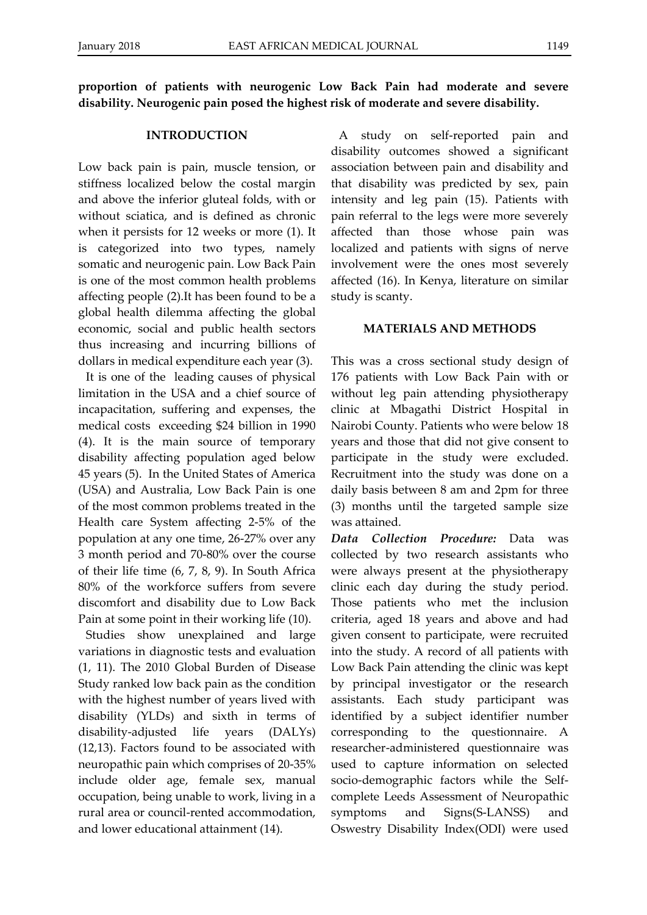**proportion of patients with neurogenic Low Back Pain had moderate and severe disability. Neurogenic pain posed the highest risk of moderate and severe disability.**

## INTRODUCTION

Low back pain is pain, muscle tension, or stiffness localized below the costal margin and above the inferior gluteal folds, with or without sciatica, and is defined as chronic when it persists for 12 weeks or more (1). It is categorized into two types, namely somatic and neurogenic pain. Low Back Pain is one of the most common health problems affecting people (2).It has been found to be a global health dilemma affecting the global economic, social and public health sectors thus increasing and incurring billions of dollars in medical expenditure each year (3).

It is one of the leading causes of physical limitation in the USA and a chief source of incapacitation, suffering and expenses, the medical costs exceeding $24 billion in 1990 (4). It is the main source of temporary disability affecting population aged below 45 years (5). In the United States of America (USA) and Australia, Low Back Pain is one of the most common problems treated in the Health care System affecting 2-5% of the population at any one time, 26-27% over any 3 month period and 70-80% over the course of their life time (6, 7, 8, 9). In South Africa 80% of the workforce suffers from severe discomfort and disability due to Low Back Pain at some point in their working life (10).

Studies show unexplained and large variations in diagnostic tests and evaluation (1, 11). The 2010 Global Burden of Disease Study ranked low back pain as the condition with the highest number of years lived with disability (YLDs) and sixth in terms of disability-adjusted life years (DALYs) (12,13). Factors found to be associated with neuropathic pain which comprises of 20-35% include older age, female sex, manual occupation, being unable to work, living in a rural area or council-rented accommodation, and lower educational attainment (14).

A study on self-reported pain and disability outcomes showed a significant association between pain and disability and that disability was predicted by sex, pain intensity and leg pain (15). Patients with pain referral to the legs were more severely affected than those whose pain was localized and patients with signs of nerve involvement were the ones most severely affected (16). In Kenya, literature on similar study is scanty.

## MATERIALS AND METHODS

This was a cross sectional study design of 176 patients with Low Back Pain with or without leg pain attending physiotherapy clinic at Mbagathi District Hospital in Nairobi County. Patients who were below 18 years and those that did not give consent to participate in the study were excluded. Recruitment into the study was done on a daily basis between 8 am and 2pm for three (3) months until the targeted sample size was attained.

***Data Collection Procedure:*** Data was collected by two research assistants who were always present at the physiotherapy clinic each day during the study period. Those patients who met the inclusion criteria, aged 18 years and above and had given consent to participate, were recruited into the study. A record of all patients with Low Back Pain attending the clinic was kept by principal investigator or the research assistants. Each study participant was identified by a subject identifier number corresponding to the questionnaire. A researcher-administered questionnaire was used to capture information on selected socio-demographic factors while the Self-complete Leeds Assessment of Neuropathic symptoms and Signs(S-LANSS) and Oswestry Disability Index(ODI) were used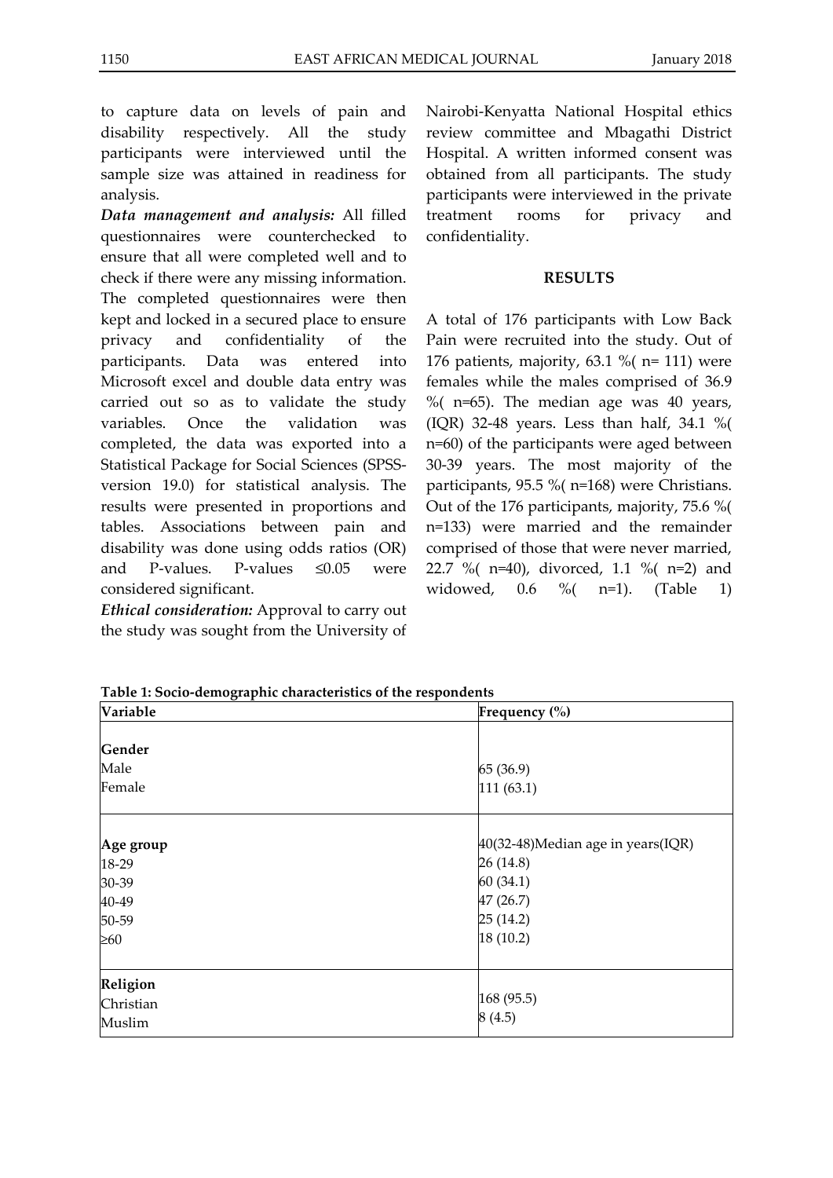to capture data on levels of pain and disability respectively. All the study participants were interviewed until the sample size was attained in readiness for analysis.

***Data management and analysis:*** All filled questionnaires were counterchecked to ensure that all were completed well and to check if there were any missing information. The completed questionnaires were then kept and locked in a secured place to ensure privacy and confidentiality of the participants. Data was entered into Microsoft excel and double data entry was carried out so as to validate the study variables. Once the validation was completed, the data was exported into a Statistical Package for Social Sciences (SPSS-version 19.0) for statistical analysis. The results were presented in proportions and tables. Associations between pain and disability was done using odds ratios (OR) and P-values. P-values ≤0.05 were considered significant.

***Ethical consideration:*** Approval to carry out the study was sought from the University of Nairobi-Kenyatta National Hospital ethics review committee and Mbagathi District Hospital. A written informed consent was obtained from all participants. The study participants were interviewed in the private treatment rooms for privacy and confidentiality.

## RESULTS

A total of 176 participants with Low Back Pain were recruited into the study. Out of 176 patients, majority, 63.1 %( n= 111) were females while the males comprised of 36.9 %( n=65). The median age was 40 years, (IQR) 32-48 years. Less than half, 34.1 %( n=60) of the participants were aged between 30-39 years. The most majority of the participants, 95.5 %( n=168) were Christians. Out of the 176 participants, majority, 75.6 %( n=133) were married and the remainder comprised of those that were never married, 22.7 %( n=40), divorced, 1.1 %( n=2) and widowed, 0.6 %( n=1). (Table 1)

**Table 1: Socio-demographic characteristics of the respondents**

| Variable | Frequency (%) |
|---|---|
| **Gender** | |
| Male | 65 (36.9) |
| Female | 111 (63.1) |
| **Age group** | 40(32-48)Median age in years(IQR) |
| 18-29 | 26 (14.8) |
| 30-39 | 60 (34.1) |
| 40-49 | 47 (26.7) |
| 50-59 | 25 (14.2) |
| ≥60 | 18 (10.2) |
| **Religion** | |
| Christian | 168 (95.5) |
| Muslim | 8 (4.5) |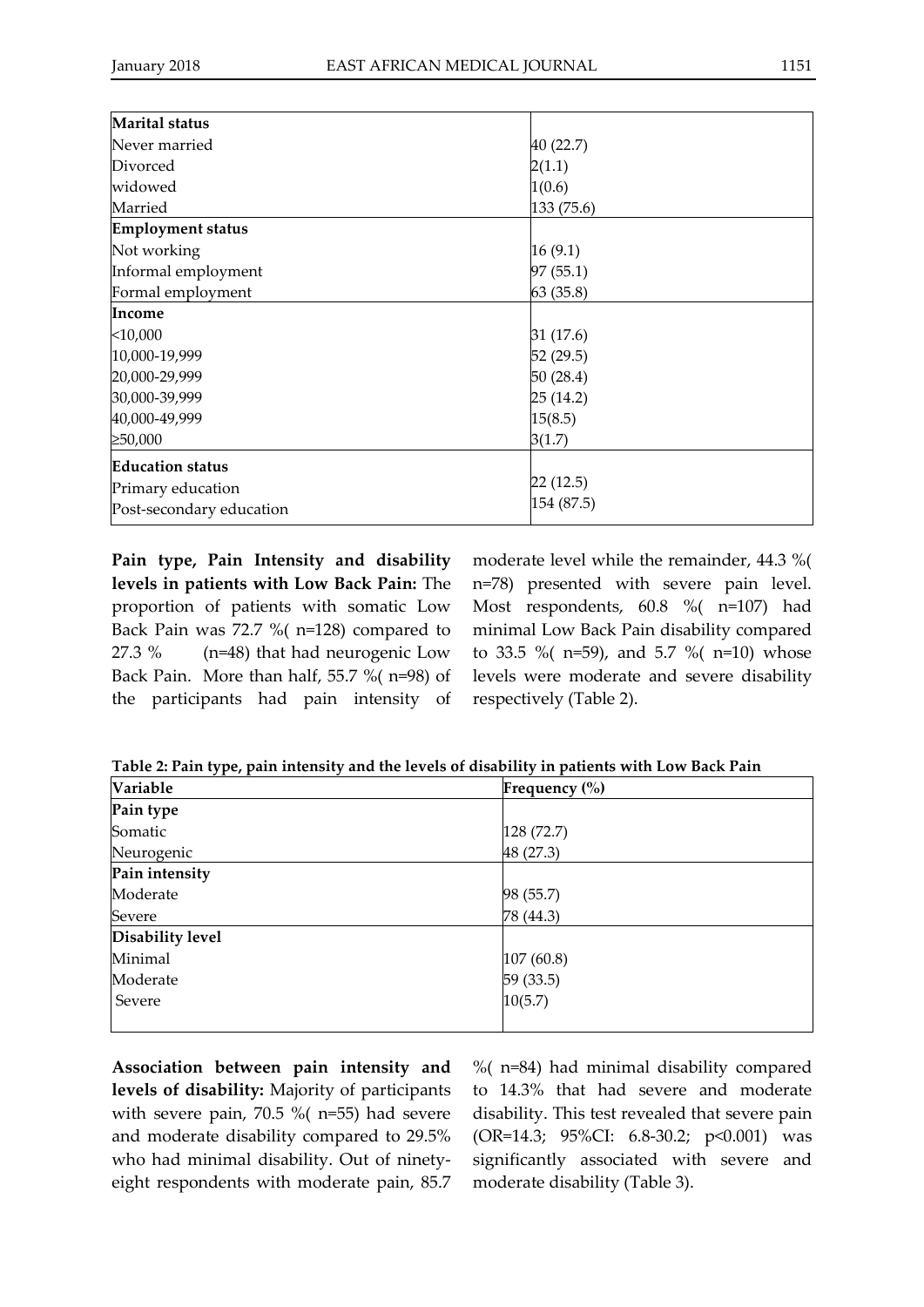| Marital status | |
|---|---|
| Never married | 40 (22.7) |
| Divorced | 2(1.1) |
| widowed | 1(0.6) |
| Married | 133 (75.6) |
| **Employment status** | |
| Not working | 16 (9.1) |
| Informal employment | 97 (55.1) |
| Formal employment | 63 (35.8) |
| **Income** | |
| <10,000 | 31 (17.6) |
| 10,000-19,999 | 52 (29.5) |
| 20,000-29,999 | 50 (28.4) |
| 30,000-39,999 | 25 (14.2) |
| 40,000-49,999 | 15(8.5) |
| ≥50,000 | 3(1.7) |
| **Education status** | |
| Primary education | 22 (12.5) |
| Post-secondary education | 154 (87.5) |

**Pain type, Pain Intensity and disability levels in patients with Low Back Pain:** The proportion of patients with somatic Low Back Pain was 72.7 %( n=128) compared to 27.3 % (n=48) that had neurogenic Low Back Pain. More than half, 55.7 %( n=98) of the participants had pain intensity of moderate level while the remainder, 44.3 %( n=78) presented with severe pain level. Most respondents, 60.8 %( n=107) had minimal Low Back Pain disability compared to 33.5 %( n=59), and 5.7 %( n=10) whose levels were moderate and severe disability respectively (Table 2).

**Table 2: Pain type, pain intensity and the levels of disability in patients with Low Back Pain**

| Variable | Frequency (%) |
|---|---|
| **Pain type** | |
| Somatic | 128 (72.7) |
| Neurogenic | 48 (27.3) |
| **Pain intensity** | |
| Moderate | 98 (55.7) |
| Severe | 78 (44.3) |
| **Disability level** | |
| Minimal | 107 (60.8) |
| Moderate | 59 (33.5) |
| Severe | 10(5.7) |

**Association between pain intensity and levels of disability:** Majority of participants with severe pain, 70.5 %( n=55) had severe and moderate disability compared to 29.5% who had minimal disability. Out of ninety-eight respondents with moderate pain, 85.7 %( n=84) had minimal disability compared to 14.3% that had severe and moderate disability. This test revealed that severe pain (OR=14.3; 95%CI: 6.8-30.2; $p<0.001$) was significantly associated with severe and moderate disability (Table 3).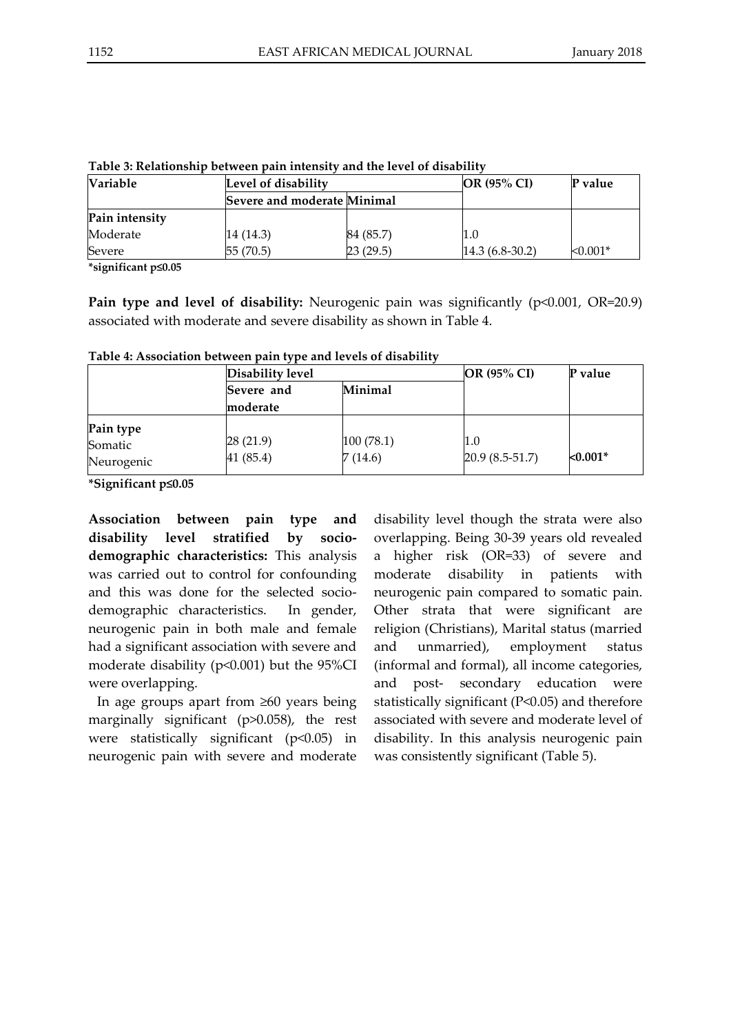**Table 3: Relationship between pain intensity and the level of disability**

| Variable | Level of disability | | OR (95% CI) | P value |
|---|---|---|---|---|
| | Severe and moderate | Minimal | | |
| **Pain intensity** | | | | |
| Moderate | 14 (14.3) | 84 (85.7) | 1.0 | |
| Severe | 55 (70.5) | 23 (29.5) | 14.3 (6.8-30.2) | <0.001* |

**\*significant p≤0.05**

**Pain type and level of disability:** Neurogenic pain was significantly (p<0.001, OR=20.9) associated with moderate and severe disability as shown in Table 4.

**Table 4: Association between pain type and levels of disability**

| | Disability level | | OR (95% CI) | P value |
|---|---|---|---|---|
| | Severe and moderate | Minimal | | |
| **Pain type** | | | | |
| Somatic | 28 (21.9) | 100 (78.1) | 1.0 | |
| Neurogenic | 41 (85.4) | 7 (14.6) | 20.9 (8.5-51.7) | **<0.001*** |

**\*Significant p≤0.05**

**Association between pain type and disability level stratified by socio-demographic characteristics:** This analysis was carried out to control for confounding and this was done for the selected socio-demographic characteristics. In gender, neurogenic pain in both male and female had a significant association with severe and moderate disability (p<0.001) but the 95%CI were overlapping.

In age groups apart from ≥60 years being marginally significant (p>0.058), the rest were statistically significant (p<0.05) in neurogenic pain with severe and moderate disability level though the strata were also overlapping. Being 30-39 years old revealed a higher risk (OR=33) of severe and moderate disability in patients with neurogenic pain compared to somatic pain. Other strata that were significant are religion (Christians), Marital status (married and unmarried), employment status (informal and formal), all income categories, and post- secondary education were statistically significant (P<0.05) and therefore associated with severe and moderate level of disability. In this analysis neurogenic pain was consistently significant (Table 5).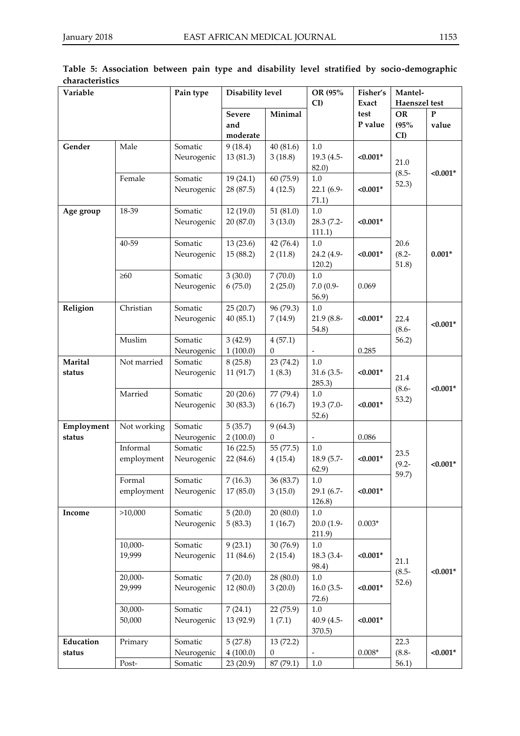**Table 5: Association between pain type and disability level stratified by socio-demographic characteristics**

| Variable | | Pain type | Disability level | | OR (95% CI) | Fisher's Exact test P value | Mantel-Haenszel test | |
|---|---|---|---|---|---|---|---|---|
| | | | Severe and moderate | Minimal | | | OR (95% CI) | P value |
| **Gender** | Male | Somatic | 9 (18.4) | 40 (81.6) | 1.0 | **<0.001*** | 21.0 (8.5-52.3) | **<0.001*** |
| | | Neurogenic | 13 (81.3) | 3 (18.8) | 19.3 (4.5-82.0) | | | |
| | Female | Somatic | 19 (24.1) | 60 (75.9) | 1.0 | **<0.001*** | | |
| | | Neurogenic | 28 (87.5) | 4 (12.5) | 22.1 (6.9-71.1) | | | |
| **Age group** | 18-39 | Somatic | 12 (19.0) | 51 (81.0) | 1.0 | **<0.001*** | 20.6 (8.2-51.8) | **0.001*** |
| | | Neurogenic | 20 (87.0) | 3 (13.0) | 28.3 (7.2-111.1) | | | |
| | 40-59 | Somatic | 13 (23.6) | 42 (76.4) | 1.0 | **<0.001*** | | |
| | | Neurogenic | 15 (88.2) | 2 (11.8) | 24.2 (4.9-120.2) | | | |
| | ≥60 | Somatic | 3 (30.0) | 7 (70.0) | 1.0 | 0.069 | | |
| | | Neurogenic | 6 (75.0) | 2 (25.0) | 7.0 (0.9-56.9) | | | |
| **Religion** | Christian | Somatic | 25 (20.7) | 96 (79.3) | 1.0 | **<0.001*** | 22.4 (8.6-56.2) | **<0.001*** |
| | | Neurogenic | 40 (85.1) | 7 (14.9) | 21.9 (8.8-54.8) | | | |
| | Muslim | Somatic | 3 (42.9) | 4 (57.1) | | 0.285 | | |
| | | Neurogenic | 1 (100.0) | 0 | - | | | |
| **Marital status** | Not married | Somatic | 8 (25.8) | 23 (74.2) | 1.0 | **<0.001*** | 21.4 (8.6-53.2) | **<0.001*** |
| | | Neurogenic | 11 (91.7) | 1 (8.3) | 31.6 (3.5-285.3) | | | |
| | Married | Somatic | 20 (20.6) | 77 (79.4) | 1.0 | **<0.001*** | | |
| | | Neurogenic | 30 (83.3) | 6 (16.7) | 19.3 (7.0-52.6) | | | |
| **Employment status** | Not working | Somatic | 5 (35.7) | 9 (64.3) | | 0.086 | 23.5 (9.2-59.7) | **<0.001*** |
| | | Neurogenic | 2 (100.0) | 0 | - | | | |
| | Informal employment | Somatic | 16 (22.5) | 55 (77.5) | 1.0 | **<0.001*** | | |
| | | Neurogenic | 22 (84.6) | 4 (15.4) | 18.9 (5.7-62.9) | | | |
| | Formal employment | Somatic | 7 (16.3) | 36 (83.7) | 1.0 | **<0.001*** | | |
| | | Neurogenic | 17 (85.0) | 3 (15.0) | 29.1 (6.7-126.8) | | | |
| **Income** | >10,000 | Somatic | 5 (20.0) | 20 (80.0) | 1.0 | 0.003* | 21.1 (8.5-52.6) | **<0.001*** |
| | | Neurogenic | 5 (83.3) | 1 (16.7) | 20.0 (1.9-211.9) | | | |
| | 10,000-19,999 | Somatic | 9 (23.1) | 30 (76.9) | 1.0 | **<0.001*** | | |
| | | Neurogenic | 11 (84.6) | 2 (15.4) | 18.3 (3.4-98.4) | | | |
| | 20,000-29,999 | Somatic | 7 (20.0) | 28 (80.0) | 1.0 | **<0.001*** | | |
| | | Neurogenic | 12 (80.0) | 3 (20.0) | 16.0 (3.5-72.6) | | | |
| | 30,000-50,000 | Somatic | 7 (24.1) | 22 (75.9) | 1.0 | **<0.001*** | | |
| | | Neurogenic | 13 (92.9) | 1 (7.1) | 40.9 (4.5-370.5) | | | |
| **Education status** | Primary | Somatic | 5 (27.8) | 13 (72.2) | | 0.008* | 22.3 (8.8-56.1) | **<0.001*** |
| | | Neurogenic | 4 (100.0) | 0 | - | | | |
| | Post- | Somatic | 23 (20.9) | 87 (79.1) | 1.0 | | | |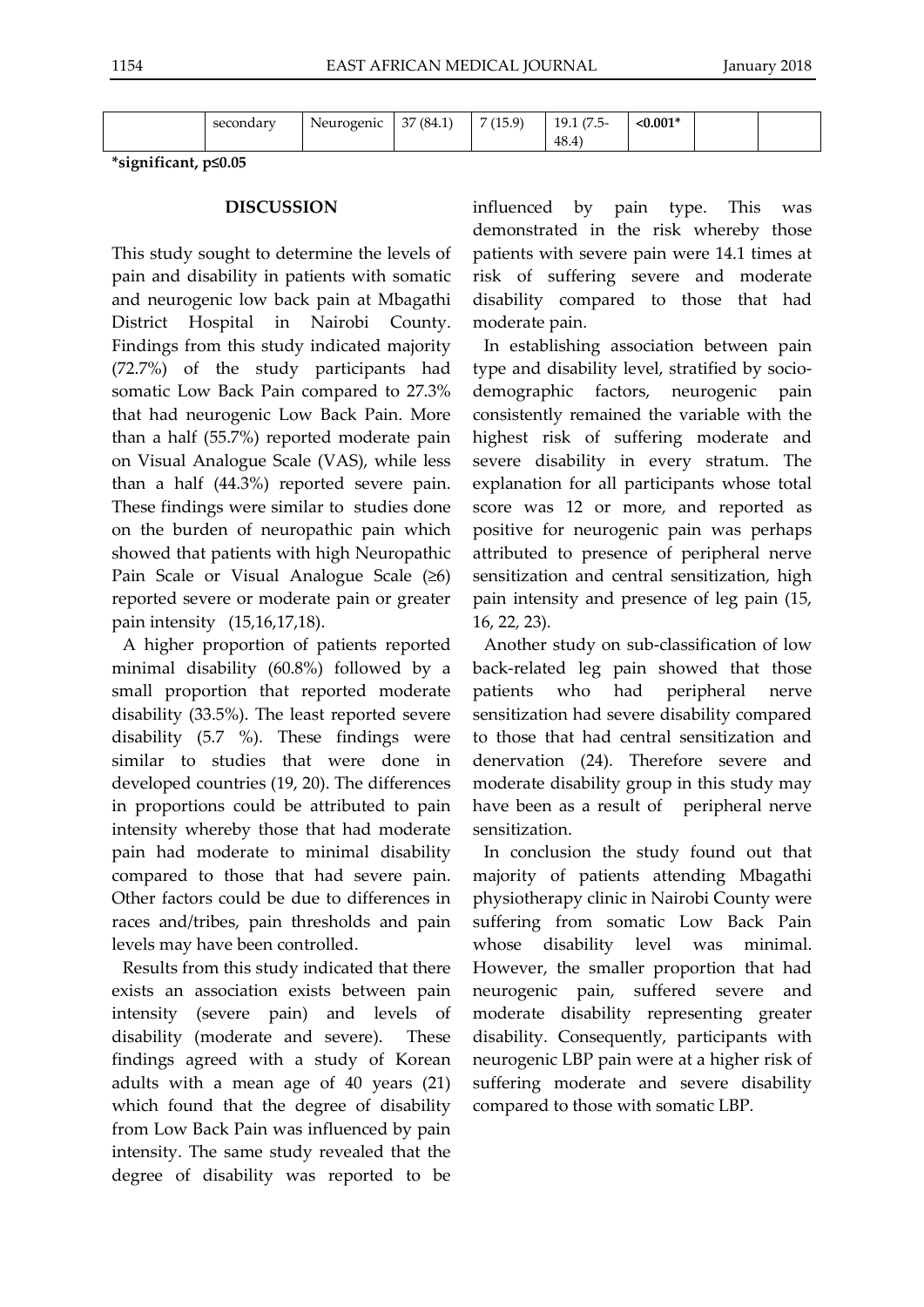| | secondary | Neurogenic | 37 (84.1) | 7 (15.9) | 19.1 (7.5-48.4) | **<0.001*** | | |
|---|---|---|---|---|---|---|---|---|

***significant, p≤0.05**

## DISCUSSION

This study sought to determine the levels of pain and disability in patients with somatic and neurogenic low back pain at Mbagathi District Hospital in Nairobi County. Findings from this study indicated majority (72.7%) of the study participants had somatic Low Back Pain compared to 27.3% that had neurogenic Low Back Pain. More than a half (55.7%) reported moderate pain on Visual Analogue Scale (VAS), while less than a half (44.3%) reported severe pain. These findings were similar to studies done on the burden of neuropathic pain which showed that patients with high Neuropathic Pain Scale or Visual Analogue Scale (≥6) reported severe or moderate pain or greater pain intensity (15,16,17,18).

A higher proportion of patients reported minimal disability (60.8%) followed by a small proportion that reported moderate disability (33.5%). The least reported severe disability (5.7 %). These findings were similar to studies that were done in developed countries (19, 20). The differences in proportions could be attributed to pain intensity whereby those that had moderate pain had moderate to minimal disability compared to those that had severe pain. Other factors could be due to differences in races and/tribes, pain thresholds and pain levels may have been controlled.

Results from this study indicated that there exists an association exists between pain intensity (severe pain) and levels of disability (moderate and severe). These findings agreed with a study of Korean adults with a mean age of 40 years (21) which found that the degree of disability from Low Back Pain was influenced by pain intensity. The same study revealed that the degree of disability was reported to be influenced by pain type. This was demonstrated in the risk whereby those patients with severe pain were 14.1 times at risk of suffering severe and moderate disability compared to those that had moderate pain.

In establishing association between pain type and disability level, stratified by socio-demographic factors, neurogenic pain consistently remained the variable with the highest risk of suffering moderate and severe disability in every stratum. The explanation for all participants whose total score was 12 or more, and reported as positive for neurogenic pain was perhaps attributed to presence of peripheral nerve sensitization and central sensitization, high pain intensity and presence of leg pain (15, 16, 22, 23).

Another study on sub-classification of low back-related leg pain showed that those patients who had peripheral nerve sensitization had severe disability compared to those that had central sensitization and denervation (24). Therefore severe and moderate disability group in this study may have been as a result of peripheral nerve sensitization.

In conclusion the study found out that majority of patients attending Mbagathi physiotherapy clinic in Nairobi County were suffering from somatic Low Back Pain whose disability level was minimal. However, the smaller proportion that had neurogenic pain, suffered severe and moderate disability representing greater disability. Consequently, participants with neurogenic LBP pain were at a higher risk of suffering moderate and severe disability compared to those with somatic LBP.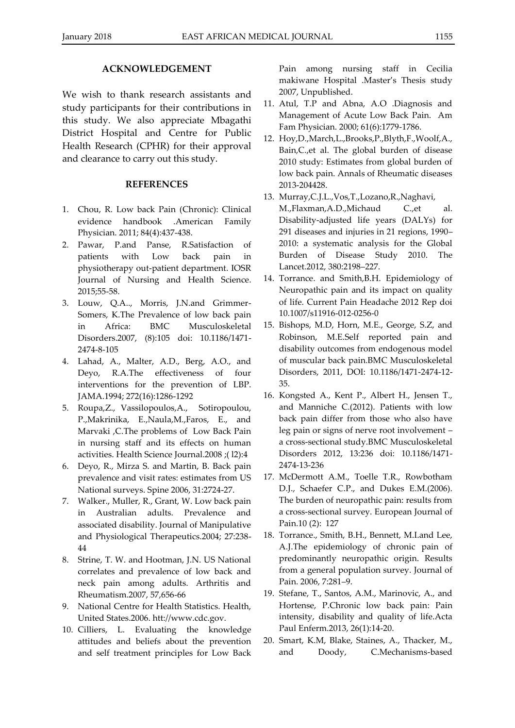## ACKNOWLEDGEMENT

We wish to thank research assistants and study participants for their contributions in this study. We also appreciate Mbagathi District Hospital and Centre for Public Health Research (CPHR) for their approval and clearance to carry out this study.

## REFERENCES

1. Chou, R. Low back Pain (Chronic): Clinical evidence handbook .American Family Physician. 2011; 84(4):437-438.
2. Pawar, P.and Panse, R.Satisfaction of patients with Low back pain in physiotherapy out-patient department. IOSR Journal of Nursing and Health Science. 2015;55-58.
3. Louw, Q.A.., Morris, J.N.and Grimmer-Somers, K.The Prevalence of low back pain in Africa: BMC Musculoskeletal Disorders.2007, (8):105 doi: 10.1186/1471-2474-8-105
4. Lahad, A., Malter, A.D., Berg, A.O., and Deyo, R.A.The effectiveness of four interventions for the prevention of LBP. JAMA.1994; 272(16):1286-1292
5. Roupa,Z., Vassilopoulos,A., Sotiropoulou, P.,Makrinika, E.,Naula,M.,Faros, E., and Marvaki ,C.The problems of Low Back Pain in nursing staff and its effects on human activities. Health Science Journal.2008 ;( l2):4
6. Deyo, R., Mirza S. and Martin, B. Back pain prevalence and visit rates: estimates from US National surveys. Spine 2006, 31:2724-27.
7. Walker., Muller, R., Grant, W. Low back pain in Australian adults. Prevalence and associated disability. Journal of Manipulative and Physiological Therapeutics.2004; 27:238-44
8. Strine, T. W. and Hootman, J.N. US National correlates and prevalence of low back and neck pain among adults. Arthritis and Rheumatism.2007, 57,656-66
9. National Centre for Health Statistics. Health, United States.2006. htt://www.cdc.gov.
10. Cilliers, L. Evaluating the knowledge attitudes and beliefs about the prevention and self treatment principles for Low Back Pain among nursing staff in Cecilia makiwane Hospital .Master's Thesis study 2007, Unpublished.
11. Atul, T.P and Abna, A.O .Diagnosis and Management of Acute Low Back Pain. Am Fam Physician. 2000; 61(6):1779-1786.
12. Hoy,D.,March,L.,Brooks,P.,Blyth,F.,Woolf,A., Bain,C.,et al. The global burden of disease 2010 study: Estimates from global burden of low back pain. Annals of Rheumatic diseases 2013-204428.
13. Murray,C.J.L.,Vos,T.,Lozano,R.,Naghavi, M.,Flaxman,A.D.,Michaud C.,et al. Disability-adjusted life years (DALYs) for 291 diseases and injuries in 21 regions, 1990–2010: a systematic analysis for the Global Burden of Disease Study 2010. The Lancet.2012, 380:2198–227.
14. Torrance. and Smith,B.H. Epidemiology of Neuropathic pain and its impact on quality of life. Current Pain Headache 2012 Rep doi 10.1007/s11916-012-0256-0
15. Bishops, M.D, Horn, M.E., George, S.Z, and Robinson, M.E.Self reported pain and disability outcomes from endogenous model of muscular back pain.BMC Musculoskeletal Disorders, 2011, DOI: 10.1186/1471-2474-12-35.
16. Kongsted A., Kent P., Albert H., Jensen T., and Manniche C.(2012). Patients with low back pain differ from those who also have leg pain or signs of nerve root involvement – a cross-sectional study.BMC Musculoskeletal Disorders 2012, 13:236 doi: 10.1186/1471-2474-13-236
17. McDermott A.M., Toelle T.R., Rowbotham D.J., Schaefer C.P., and Dukes E.M.(2006). The burden of neuropathic pain: results from a cross-sectional survey. European Journal of Pain.10 (2): 127
18. Torrance., Smith, B.H., Bennett, M.I.and Lee, A.J.The epidemiology of chronic pain of predominantly neuropathic origin. Results from a general population survey. Journal of Pain. 2006, 7:281–9.
19. Stefane, T., Santos, A.M., Marinovic, A., and Hortense, P.Chronic low back pain: Pain intensity, disability and quality of life.Acta Paul Enferm.2013, 26(1):14-20.
20. Smart, K.M, Blake, Staines, A., Thacker, M., and Doody, C.Mechanisms-based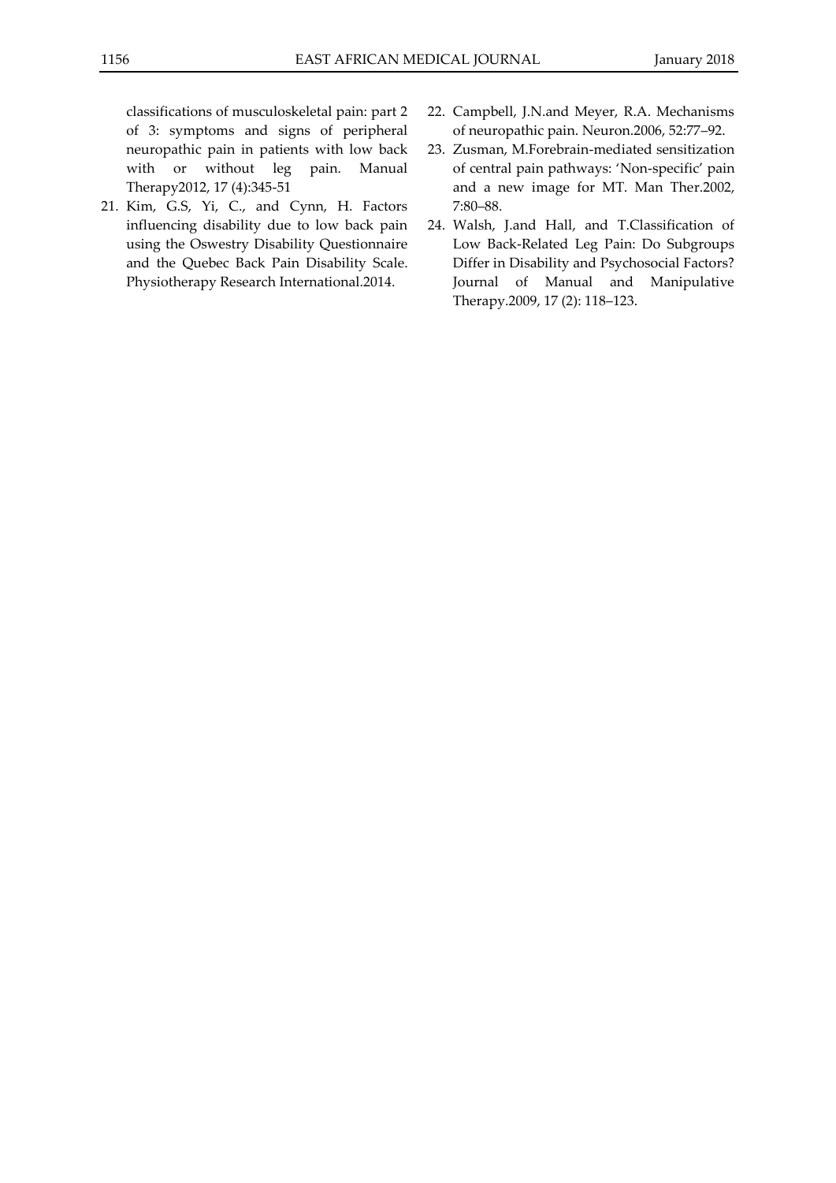classifications of musculoskeletal pain: part 2 of 3: symptoms and signs of peripheral neuropathic pain in patients with low back with or without leg pain. Manual Therapy2012, 17 (4):345-51

21. Kim, G.S, Yi, C., and Cynn, H. Factors influencing disability due to low back pain using the Oswestry Disability Questionnaire and the Quebec Back Pain Disability Scale. Physiotherapy Research International.2014.
22. Campbell, J.N.and Meyer, R.A. Mechanisms of neuropathic pain. Neuron.2006, 52:77–92.
23. Zusman, M.Forebrain-mediated sensitization of central pain pathways: 'Non-specific' pain and a new image for MT. Man Ther.2002, 7:80–88.
24. Walsh, J.and Hall, and T.Classification of Low Back-Related Leg Pain: Do Subgroups Differ in Disability and Psychosocial Factors? Journal of Manual and Manipulative Therapy.2009, 17 (2): 118–123.